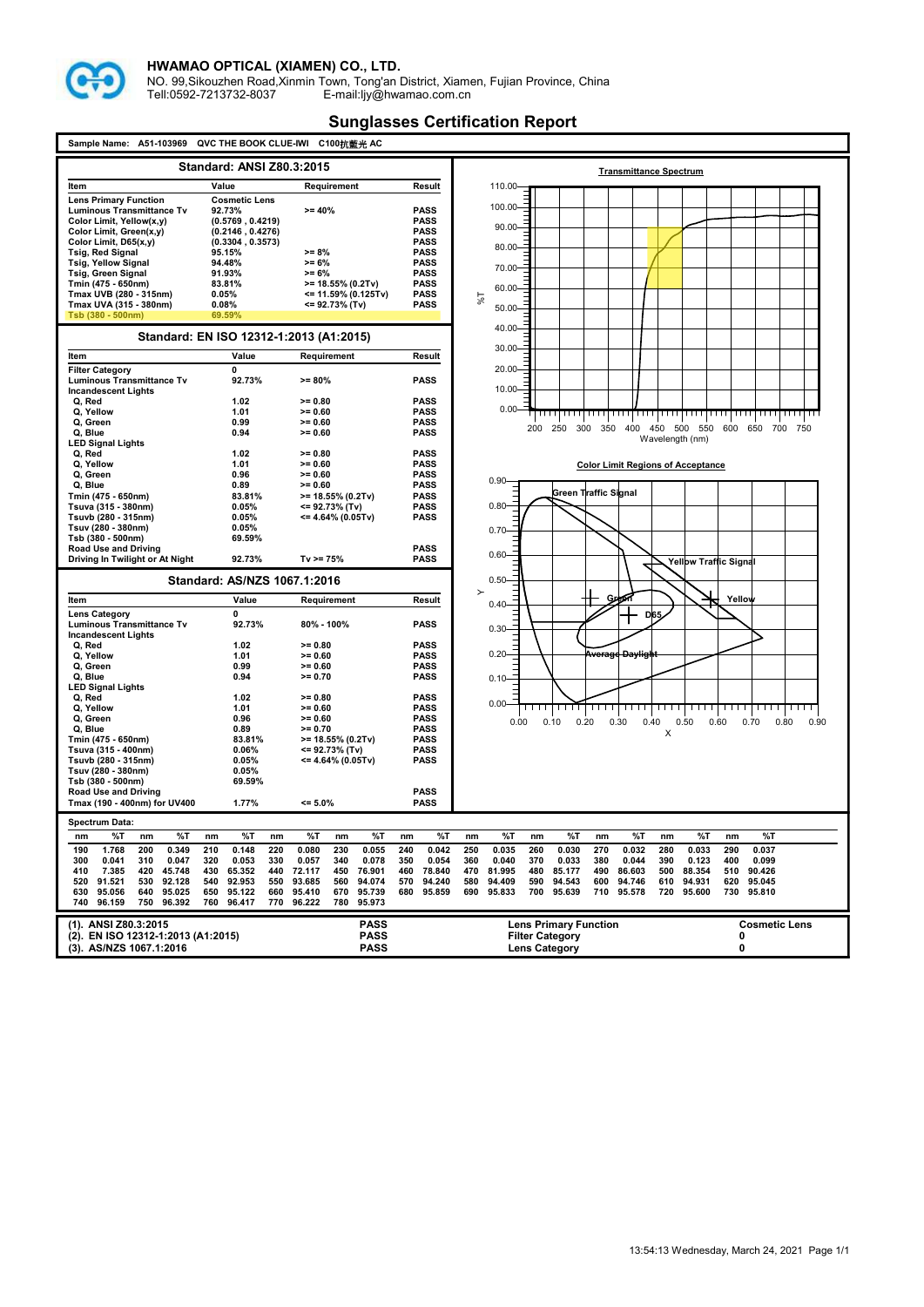**HWAMAO OPTICAL (XIAMEN) CO., LTD.**

NO. 99,Sikouzhen Road,Xinmin Town, Tong'an District, Xiamen, Fujian Province, China

Tell:0592-7213732-8037 E-mail:ljy@hwamao.com.cn

# Sunglasses Certification Report

**Sample Name: A51-103969 QVC THE BOOK CLUE-IWI C100抗藍光 AC**

## Standard: ANSI Z80.3:2015

| Item | Value | Requirement | Result |
|---|---|---|---|
| Lens Primary Function | Cosmetic Lens | | |
| Luminous Transmittance Tv | 92.73% | >= 40% | PASS |
| Color Limit, Yellow(x,y) | (0.5769 , 0.4219) | | PASS |
| Color Limit, Green(x,y) | (0.2146 , 0.4276) | | PASS |
| Color Limit, D65(x,y) | (0.3304 , 0.3573) | | PASS |
| Tsig, Red Signal | 95.15% | >= 8% | PASS |
| Tsig, Yellow Signal | 94.48% | >= 6% | PASS |
| Tsig, Green Signal | 91.93% | >= 6% | PASS |
| Tmin (475 - 650nm) | 83.81% | >= 18.55% (0.2Tv) | PASS |
| Tmax UVB (280 - 315nm) | 0.05% | <= 11.59% (0.125Tv) | PASS |
| Tmax UVA (315 - 380nm) | 0.08% | <= 92.73% (Tv) | PASS |
| Tsb (380 - 500nm) | 69.59% | | |

## Standard: EN ISO 12312-1:2013 (A1:2015)

| Item | Value | Requirement | Result |
|---|---|---|---|
| Filter Category | 0 | | |
| Luminous Transmittance Tv | 92.73% | >= 80% | PASS |
| Incandescent Lights | | | |
| Q, Red | 1.02 | >= 0.80 | PASS |
| Q, Yellow | 1.01 | >= 0.60 | PASS |
| Q, Green | 0.99 | >= 0.60 | PASS |
| Q, Blue | 0.94 | >= 0.60 | PASS |
| LED Signal Lights | | | |
| Q, Red | 1.02 | >= 0.80 | PASS |
| Q, Yellow | 1.01 | >= 0.60 | PASS |
| Q, Green | 0.96 | >= 0.60 | PASS |
| Q, Blue | 0.89 | >= 0.60 | PASS |
| Tmin (475 - 650nm) | 83.81% | >= 18.55% (0.2Tv) | PASS |
| Tsuva (315 - 380nm) | 0.05% | <= 92.73% (Tv) | PASS |
| Tsuvb (280 - 315nm) | 0.05% | <= 4.64% (0.05Tv) | PASS |
| Tsuv (280 - 380nm) | 0.05% | | |
| Tsb (380 - 500nm) | 69.59% | | |
| Road Use and Driving | | | PASS |
| Driving In Twilight or At Night | 92.73% | Tv >= 75% | PASS |

## Standard: AS/NZS 1067.1:2016

| Item | Value | Requirement | Result |
|---|---|---|---|
| Lens Category | 0 | | |
| Luminous Transmittance Tv | 92.73% | 80% - 100% | PASS |
| Incandescent Lights | | | |
| Q, Red | 1.02 | >= 0.80 | PASS |
| Q, Yellow | 1.01 | >= 0.60 | PASS |
| Q, Green | 0.99 | >= 0.60 | PASS |
| Q, Blue | 0.94 | >= 0.70 | PASS |
| LED Signal Lights | | | |
| Q, Red | 1.02 | >= 0.80 | PASS |
| Q, Yellow | 1.01 | >= 0.60 | PASS |
| Q, Green | 0.96 | >= 0.60 | PASS |
| Q, Blue | 0.89 | >= 0.70 | PASS |
| Tmin (475 - 650nm) | 83.81% | >= 18.55% (0.2Tv) | PASS |
| Tsuva (315 - 400nm) | 0.06% | <= 92.73% (Tv) | PASS |
| Tsuvb (280 - 315nm) | 0.05% | <= 4.64% (0.05Tv) | PASS |
| Tsuv (280 - 380nm) | 0.05% | | |
| Tsb (380 - 500nm) | 69.59% | | |
| Road Use and Driving | | | PASS |
| Tmax (190 - 400nm) for UV400 | 1.77% | <= 5.0% | PASS |

**Transmittance Spectrum**

**Color Limit Regions of Acceptance**

**Spectrum Data:**

| nm | %T | nm | %T | nm | %T | nm | %T | nm | %T | nm | %T | nm | %T | nm | %T | nm | %T | nm | %T | nm | %T |
|---|---|---|---|---|---|---|---|---|---|---|---|---|---|---|---|---|---|---|---|---|---|
| 190 | 1.768 | 200 | 0.349 | 210 | 0.148 | 220 | 0.080 | 230 | 0.055 | 240 | 0.042 | 250 | 0.035 | 260 | 0.030 | 270 | 0.032 | 280 | 0.033 | 290 | 0.037 |
| 300 | 0.041 | 310 | 0.047 | 320 | 0.053 | 330 | 0.057 | 340 | 0.078 | 350 | 0.054 | 360 | 0.040 | 370 | 0.033 | 380 | 0.044 | 390 | 0.123 | 400 | 0.099 |
| 410 | 7.385 | 420 | 45.748 | 430 | 65.352 | 440 | 72.117 | 450 | 76.901 | 460 | 78.840 | 470 | 81.995 | 480 | 85.177 | 490 | 86.603 | 500 | 88.354 | 510 | 90.426 |
| 520 | 91.521 | 530 | 92.128 | 540 | 92.953 | 550 | 93.685 | 560 | 94.074 | 570 | 94.240 | 580 | 94.409 | 590 | 94.543 | 600 | 94.746 | 610 | 94.931 | 620 | 95.045 |
| 630 | 95.056 | 640 | 95.025 | 650 | 95.122 | 660 | 95.410 | 670 | 95.739 | 680 | 95.859 | 690 | 95.833 | 700 | 95.639 | 710 | 95.578 | 720 | 95.600 | 730 | 95.810 |
| 740 | 96.159 | 750 | 96.392 | 760 | 96.417 | 770 | 96.222 | 780 | 95.973 | | | | | | | | | | | | |

| | | | |
|---|---|---|---|
| (1). ANSI Z80.3:2015 | PASS | Lens Primary Function | Cosmetic Lens |
| (2). EN ISO 12312-1:2013 (A1:2015) | PASS | Filter Category | 0 |
| (3). AS/NZS 1067.1:2016 | PASS | Lens Category | 0 |

13:54:13 Wednesday, March 24, 2021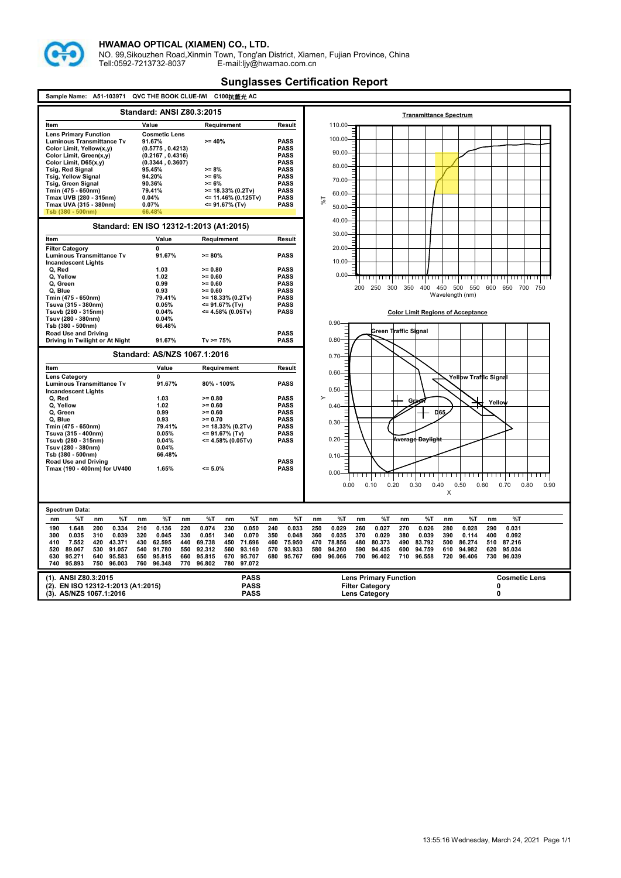**HWAMAO OPTICAL (XIAMEN) CO., LTD.**

NO. 99,Sikouzhen Road,Xinmin Town, Tong'an District, Xiamen, Fujian Province, China
Tell:0592-7213732-8037 E-mail:ljy@hwamao.com.cn

# Sunglasses Certification Report

**Sample Name: A51-103971 QVC THE BOOK CLUE-IWI C100抗藍光 AC**

## Standard: ANSI Z80.3:2015

| Item | Value | Requirement | Result |
|---|---|---|---|
| Lens Primary Function | Cosmetic Lens | | |
| Luminous Transmittance Tv | 91.67% | >= 40% | PASS |
| Color Limit, Yellow(x,y) | (0.5775 , 0.4213) | | PASS |
| Color Limit, Green(x,y) | (0.2167 , 0.4316) | | PASS |
| Color Limit, D65(x,y) | (0.3344 , 0.3607) | | PASS |
| Tsig, Red Signal | 95.45% | >= 8% | PASS |
| Tsig, Yellow Signal | 94.20% | >= 6% | PASS |
| Tsig, Green Signal | 90.36% | >= 6% | PASS |
| Tmin (475 - 650nm) | 79.41% | >= 18.33% (0.2Tv) | PASS |
| Tmax UVB (280 - 315nm) | 0.04% | <= 11.46% (0.125Tv) | PASS |
| Tmax UVA (315 - 380nm) | 0.07% | <= 91.67% (Tv) | PASS |
| Tsb (380 - 500nm) | 66.48% | | |

## Standard: EN ISO 12312-1:2013 (A1:2015)

| Item | Value | Requirement | Result |
|---|---|---|---|
| Filter Category | 0 | | |
| Luminous Transmittance Tv | 91.67% | >= 80% | PASS |
| Incandescent Lights | | | |
| Q, Red | 1.03 | >= 0.80 | PASS |
| Q, Yellow | 1.02 | >= 0.60 | PASS |
| Q, Green | 0.99 | >= 0.60 | PASS |
| Q, Blue | 0.93 | >= 0.60 | PASS |
| Tmin (475 - 650nm) | 79.41% | >= 18.33% (0.2Tv) | PASS |
| Tsuva (315 - 380nm) | 0.05% | <= 91.67% (Tv) | PASS |
| Tsuvb (280 - 315nm) | 0.04% | <= 4.58% (0.05Tv) | PASS |
| Tsuv (280 - 380nm) | 0.04% | | |
| Tsb (380 - 500nm) | 66.48% | | |
| Road Use and Driving | | | PASS |
| Driving In Twilight or At Night | 91.67% | Tv >= 75% | PASS |

## Standard: AS/NZS 1067.1:2016

| Item | Value | Requirement | Result |
|---|---|---|---|
| Lens Category | 0 | | |
| Luminous Transmittance Tv | 91.67% | 80% - 100% | PASS |
| Incandescent Lights | | | |
| Q, Red | 1.03 | >= 0.80 | PASS |
| Q, Yellow | 1.02 | >= 0.60 | PASS |
| Q, Green | 0.99 | >= 0.60 | PASS |
| Q, Blue | 0.93 | >= 0.70 | PASS |
| Tmin (475 - 650nm) | 79.41% | >= 18.33% (0.2Tv) | PASS |
| Tsuva (315 - 400nm) | 0.05% | <= 91.67% (Tv) | PASS |
| Tsuvb (280 - 315nm) | 0.04% | <= 4.58% (0.05Tv) | PASS |
| Tsuv (280 - 380nm) | 0.04% | | |
| Tsb (380 - 500nm) | 66.48% | | |
| Road Use and Driving | | | PASS |
| Tmax (190 - 400nm) for UV400 | 1.65% | <= 5.0% | PASS |

**Transmittance Spectrum**

**Color Limit Regions of Acceptance**

## Spectrum Data:

| nm | %T | nm | %T | nm | %T | nm | %T | nm | %T | nm | %T | nm | %T | nm | %T | nm | %T | nm | %T | nm | %T |
|---|---|---|---|---|---|---|---|---|---|---|---|---|---|---|---|---|---|---|---|---|---|
| 190 | 1.648 | 200 | 0.334 | 210 | 0.136 | 220 | 0.074 | 230 | 0.050 | 240 | 0.033 | 250 | 0.029 | 260 | 0.027 | 270 | 0.026 | 280 | 0.028 | 290 | 0.031 |
| 300 | 0.035 | 310 | 0.039 | 320 | 0.045 | 330 | 0.051 | 340 | 0.070 | 350 | 0.048 | 360 | 0.035 | 370 | 0.029 | 380 | 0.039 | 390 | 0.114 | 400 | 0.092 |
| 410 | 7.552 | 420 | 43.371 | 430 | 62.595 | 440 | 69.738 | 450 | 71.696 | 460 | 75.950 | 470 | 78.856 | 480 | 80.373 | 490 | 83.792 | 500 | 86.274 | 510 | 87.216 |
| 520 | 89.067 | 530 | 91.057 | 540 | 91.780 | 550 | 92.312 | 560 | 93.160 | 570 | 93.933 | 580 | 94.260 | 590 | 94.435 | 600 | 94.759 | 610 | 94.982 | 620 | 95.034 |
| 630 | 95.271 | 640 | 95.583 | 650 | 95.815 | 660 | 95.815 | 670 | 95.707 | 680 | 95.767 | 690 | 96.066 | 700 | 96.402 | 710 | 96.558 | 720 | 96.406 | 730 | 96.039 |
| 740 | 95.893 | 750 | 96.003 | 760 | 96.348 | 770 | 96.802 | 780 | 97.072 | | | | | | | | | | | | |

| Standard | Result | Item | Value |
|---|---|---|---|
| (1). ANSI Z80.3:2015 | PASS | Lens Primary Function | Cosmetic Lens |
| (2). EN ISO 12312-1:2013 (A1:2015) | PASS | Filter Category | 0 |
| (3). AS/NZS 1067.1:2016 | PASS | Lens Category | 0 |

13:55:16 Wednesday, March 24, 2021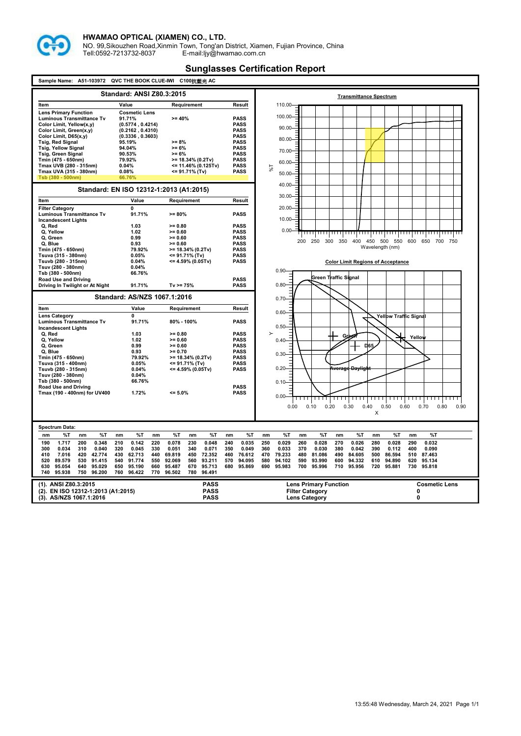**HWAMAO OPTICAL (XIAMEN) CO., LTD.**

NO. 99,Sikouzhen Road,Xinmin Town, Tong'an District, Xiamen, Fujian Province, China
Tell:0592-7213732-8037 E-mail:ljy@hwamao.com.cn

# Sunglasses Certification Report

**Sample Name: A51-103972 QVC THE BOOK CLUE-IWI C100抗藍光 AC**

## Standard: ANSI Z80.3:2015

| Item | Value | Requirement | Result |
|---|---|---|---|
| Lens Primary Function | Cosmetic Lens | | |
| Luminous Transmittance Tv | 91.71% | >= 40% | PASS |
| Color Limit, Yellow(x,y) | (0.5774 , 0.4214) | | PASS |
| Color Limit, Green(x,y) | (0.2162 , 0.4310) | | PASS |
| Color Limit, D65(x,y) | (0.3336 , 0.3603) | | PASS |
| Tsig, Red Signal | 95.19% | >= 8% | PASS |
| Tsig, Yellow Signal | 94.04% | >= 6% | PASS |
| Tsig, Green Signal | 90.53% | >= 6% | PASS |
| Tmin (475 - 650nm) | 79.92% | >= 18.34% (0.2Tv) | PASS |
| Tmax UVB (280 - 315nm) | 0.04% | <= 11.46% (0.125Tv) | PASS |
| Tmax UVA (315 - 380nm) | 0.08% | <= 91.71% (Tv) | PASS |
| Tsb (380 - 500nm) | 66.76% | | |

## Standard: EN ISO 12312-1:2013 (A1:2015)

| Item | Value | Requirement | Result |
|---|---|---|---|
| Filter Category | 0 | | |
| Luminous Transmittance Tv | 91.71% | >= 80% | PASS |
| Incandescent Lights | | | |
| Q, Red | 1.03 | >= 0.80 | PASS |
| Q, Yellow | 1.02 | >= 0.60 | PASS |
| Q, Green | 0.99 | >= 0.60 | PASS |
| Q, Blue | 0.93 | >= 0.60 | PASS |
| Tmin (475 - 650nm) | 79.92% | >= 18.34% (0.2Tv) | PASS |
| Tsuva (315 - 380nm) | 0.05% | <= 91.71% (Tv) | PASS |
| Tsuvb (280 - 315nm) | 0.04% | <= 4.59% (0.05Tv) | PASS |
| Tsuv (280 - 380nm) | 0.04% | | |
| Tsb (380 - 500nm) | 66.76% | | |
| Road Use and Driving | | | PASS |
| Driving In Twilight or At Night | 91.71% | Tv >= 75% | PASS |

## Standard: AS/NZS 1067.1:2016

| Item | Value | Requirement | Result |
|---|---|---|---|
| Lens Category | 0 | | |
| Luminous Transmittance Tv | 91.71% | 80% - 100% | PASS |
| Incandescent Lights | | | |
| Q, Red | 1.03 | >= 0.80 | PASS |
| Q, Yellow | 1.02 | >= 0.60 | PASS |
| Q, Green | 0.99 | >= 0.60 | PASS |
| Q, Blue | 0.93 | >= 0.70 | PASS |
| Tmin (475 - 650nm) | 79.92% | >= 18.34% (0.2Tv) | PASS |
| Tsuva (315 - 400nm) | 0.05% | <= 91.71% (Tv) | PASS |
| Tsuvb (280 - 315nm) | 0.04% | <= 4.59% (0.05Tv) | PASS |
| Tsuv (280 - 380nm) | 0.04% | | |
| Tsb (380 - 500nm) | 66.76% | | |
| Road Use and Driving | | | PASS |
| Tmax (190 - 400nm) for UV400 | 1.72% | <= 5.0% | PASS |

**Transmittance Spectrum**

(Chart: %T vs Wavelength (nm), 200–750 nm)

**Color Limit Regions of Acceptance**

(Chart: Y vs X; regions: Green Traffic Signal, Yellow Traffic Signal, Green, Yellow, D65, Average Daylight)

**Spectrum Data:**

| nm | %T | nm | %T | nm | %T | nm | %T | nm | %T | nm | %T | nm | %T | nm | %T | nm | %T | nm | %T | nm | %T |
|---|---|---|---|---|---|---|---|---|---|---|---|---|---|---|---|---|---|---|---|---|---|
| 190 | 1.717 | 200 | 0.348 | 210 | 0.142 | 220 | 0.078 | 230 | 0.048 | 240 | 0.035 | 250 | 0.029 | 260 | 0.028 | 270 | 0.026 | 280 | 0.028 | 290 | 0.032 |
| 300 | 0.034 | 310 | 0.040 | 320 | 0.045 | 330 | 0.051 | 340 | 0.071 | 350 | 0.049 | 360 | 0.033 | 370 | 0.030 | 380 | 0.042 | 390 | 0.112 | 400 | 0.090 |
| 410 | 7.016 | 420 | 42.774 | 430 | 62.713 | 440 | 69.819 | 450 | 72.352 | 460 | 76.612 | 470 | 79.233 | 480 | 81.086 | 490 | 84.605 | 500 | 86.594 | 510 | 87.463 |
| 520 | 89.579 | 530 | 91.415 | 540 | 91.774 | 550 | 92.069 | 560 | 93.211 | 570 | 94.095 | 580 | 94.102 | 590 | 93.990 | 600 | 94.332 | 610 | 94.890 | 620 | 95.134 |
| 630 | 95.054 | 640 | 95.029 | 650 | 95.190 | 660 | 95.487 | 670 | 95.713 | 680 | 95.869 | 690 | 95.983 | 700 | 95.996 | 710 | 95.956 | 720 | 95.881 | 730 | 95.818 |
| 740 | 95.938 | 750 | 96.200 | 760 | 96.422 | 770 | 96.502 | 780 | 96.491 | | | | | | | | | | | | |

| Standard | Result | Item | Value |
|---|---|---|---|
| (1). ANSI Z80.3:2015 | PASS | Lens Primary Function | Cosmetic Lens |
| (2). EN ISO 12312-1:2013 (A1:2015) | PASS | Filter Category | 0 |
| (3). AS/NZS 1067.1:2016 | PASS | Lens Category | 0 |

13:55:48 Wednesday, March 24, 2021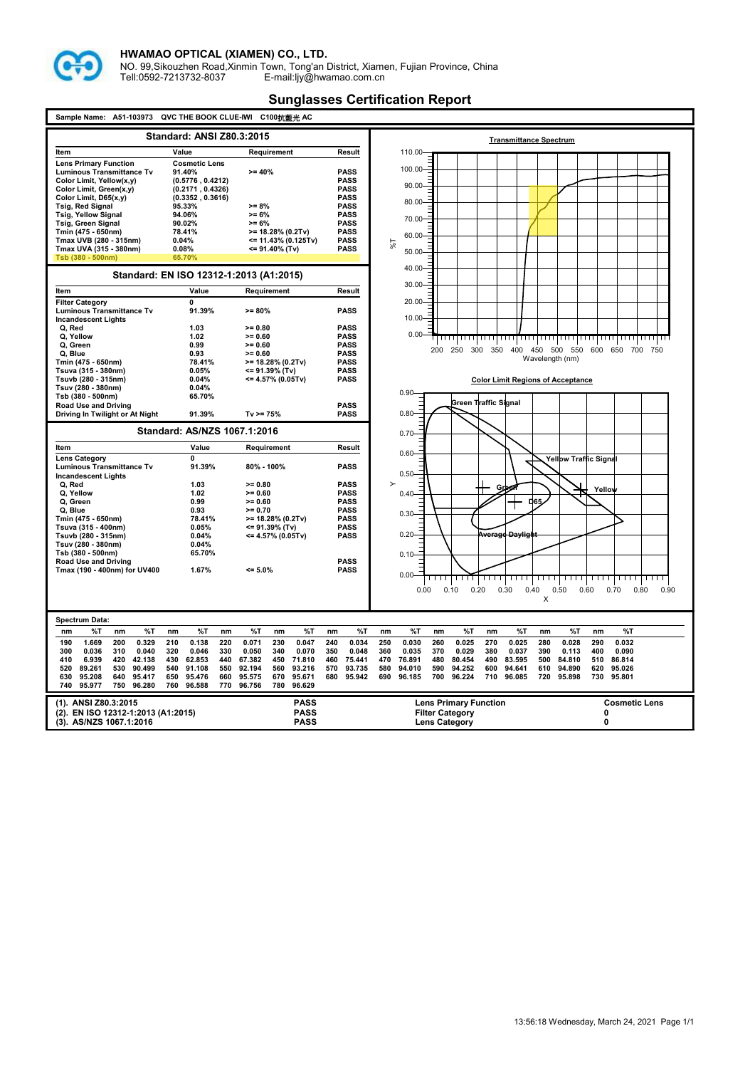# HWAMAO OPTICAL (XIAMEN) CO., LTD.

NO. 99,Sikouzhen Road,Xinmin Town, Tong'an District, Xiamen, Fujian Province, China
Tell:0592-7213732-8037 E-mail:ljy@hwamao.com.cn

## Sunglasses Certification Report

**Sample Name: A51-103973 QVC THE BOOK CLUE-IWI C100抗藍光 AC**

### Standard: ANSI Z80.3:2015

| Item | Value | Requirement | Result |
|---|---|---|---|
| Lens Primary Function | Cosmetic Lens | | |
| Luminous Transmittance Tv | 91.40% | >= 40% | PASS |
| Color Limit, Yellow(x,y) | (0.5776 , 0.4212) | | PASS |
| Color Limit, Green(x,y) | (0.2171 , 0.4326) | | PASS |
| Color Limit, D65(x,y) | (0.3352 , 0.3616) | | PASS |
| Tsig, Red Signal | 95.33% | >= 8% | PASS |
| Tsig, Yellow Signal | 94.06% | >= 6% | PASS |
| Tsig, Green Signal | 90.02% | >= 6% | PASS |
| Tmin (475 - 650nm) | 78.41% | >= 18.28% (0.2Tv) | PASS |
| Tmax UVB (280 - 315nm) | 0.04% | <= 11.43% (0.125Tv) | PASS |
| Tmax UVA (315 - 380nm) | 0.08% | <= 91.40% (Tv) | PASS |
| Tsb (380 - 500nm) | 65.70% | | |

### Standard: EN ISO 12312-1:2013 (A1:2015)

| Item | Value | Requirement | Result |
|---|---|---|---|
| Filter Category | 0 | | |
| Luminous Transmittance Tv | 91.39% | >= 80% | PASS |
| Incandescent Lights | | | |
| Q, Red | 1.03 | >= 0.80 | PASS |
| Q, Yellow | 1.02 | >= 0.60 | PASS |
| Q, Green | 0.99 | >= 0.60 | PASS |
| Q, Blue | 0.93 | >= 0.60 | PASS |
| Tmin (475 - 650nm) | 78.41% | >= 18.28% (0.2Tv) | PASS |
| Tsuva (315 - 380nm) | 0.05% | <= 91.39% (Tv) | PASS |
| Tsuvb (280 - 315nm) | 0.04% | <= 4.57% (0.05Tv) | PASS |
| Tsuv (280 - 380nm) | 0.04% | | |
| Tsb (380 - 500nm) | 65.70% | | |
| Road Use and Driving | | | PASS |
| Driving In Twilight or At Night | 91.39% | Tv >= 75% | PASS |

### Standard: AS/NZS 1067.1:2016

| Item | Value | Requirement | Result |
|---|---|---|---|
| Lens Category | 0 | | |
| Luminous Transmittance Tv | 91.39% | 80% - 100% | PASS |
| Incandescent Lights | | | |
| Q, Red | 1.03 | >= 0.80 | PASS |
| Q, Yellow | 1.02 | >= 0.60 | PASS |
| Q, Green | 0.99 | >= 0.60 | PASS |
| Q, Blue | 0.93 | >= 0.70 | PASS |
| Tmin (475 - 650nm) | 78.41% | >= 18.28% (0.2Tv) | PASS |
| Tsuva (315 - 400nm) | 0.05% | <= 91.39% (Tv) | PASS |
| Tsuvb (280 - 315nm) | 0.04% | <= 4.57% (0.05Tv) | PASS |
| Tsuv (280 - 380nm) | 0.04% | | |
| Tsb (380 - 500nm) | 65.70% | | |
| Road Use and Driving | | | PASS |
| Tmax (190 - 400nm) for UV400 | 1.67% | <= 5.0% | PASS |

**Transmittance Spectrum**

**Color Limit Regions of Acceptance**

### Spectrum Data:

| nm | %T | nm | %T | nm | %T | nm | %T | nm | %T | nm | %T | nm | %T | nm | %T | nm | %T | nm | %T | nm | %T |
|---|---|---|---|---|---|---|---|---|---|---|---|---|---|---|---|---|---|---|---|---|---|
| 190 | 1.669 | 200 | 0.329 | 210 | 0.138 | 220 | 0.071 | 230 | 0.047 | 240 | 0.034 | 250 | 0.030 | 260 | 0.025 | 270 | 0.025 | 280 | 0.028 | 290 | 0.032 |
| 300 | 0.036 | 310 | 0.040 | 320 | 0.046 | 330 | 0.050 | 340 | 0.070 | 350 | 0.048 | 360 | 0.035 | 370 | 0.029 | 380 | 0.037 | 390 | 0.113 | 400 | 0.090 |
| 410 | 6.939 | 420 | 42.138 | 430 | 62.853 | 440 | 67.382 | 450 | 71.810 | 460 | 75.441 | 470 | 76.891 | 480 | 80.454 | 490 | 83.595 | 500 | 84.810 | 510 | 86.814 |
| 520 | 89.261 | 530 | 90.499 | 540 | 91.108 | 550 | 92.194 | 560 | 93.216 | 570 | 93.735 | 580 | 94.010 | 590 | 94.252 | 600 | 94.641 | 610 | 94.890 | 620 | 95.026 |
| 630 | 95.208 | 640 | 95.417 | 650 | 95.476 | 660 | 95.575 | 670 | 95.671 | 680 | 95.942 | 690 | 96.185 | 700 | 96.224 | 710 | 96.085 | 720 | 95.898 | 730 | 95.801 |
| 740 | 95.977 | 750 | 96.280 | 760 | 96.588 | 770 | 96.756 | 780 | 96.629 | | | | | | | | | | | | |

| Standard | Result | Item | Value |
|---|---|---|---|
| (1). ANSI Z80.3:2015 | PASS | Lens Primary Function | Cosmetic Lens |
| (2). EN ISO 12312-1:2013 (A1:2015) | PASS | Filter Category | 0 |
| (3). AS/NZS 1067.1:2016 | PASS | Lens Category | 0 |

13:56:18 Wednesday, March 24, 2021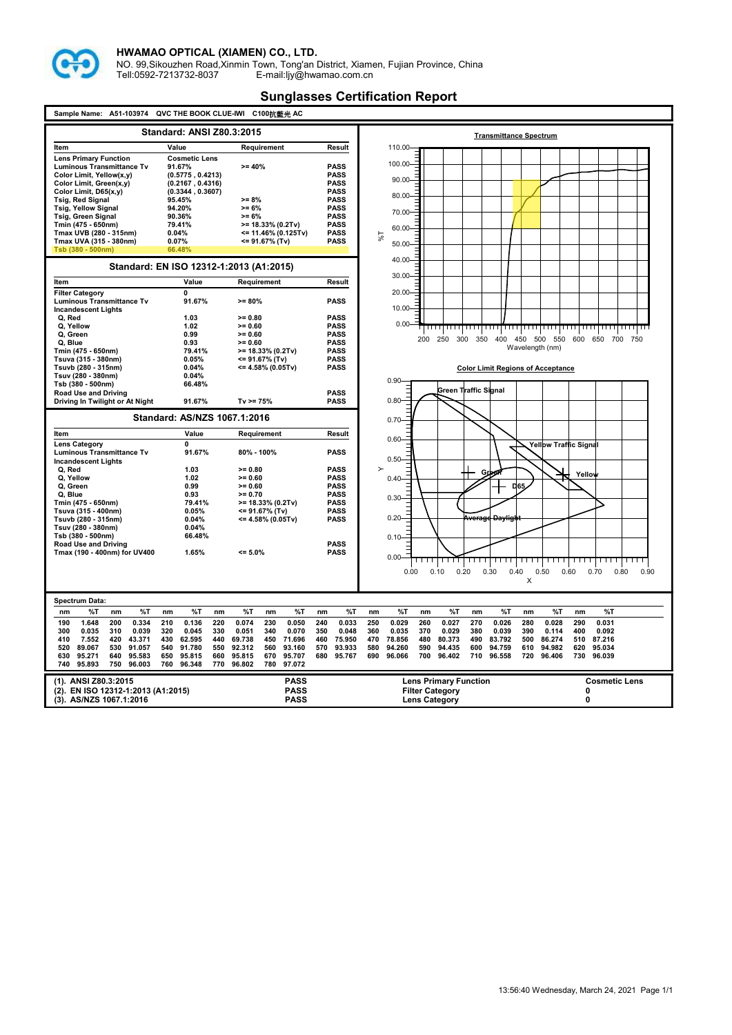**HWAMAO OPTICAL (XIAMEN) CO., LTD.**

NO. 99,Sikouzhen Road,Xinmin Town, Tong'an District, Xiamen, Fujian Province, China
Tell:0592-7213732-8037 E-mail:ljy@hwamao.com.cn

# Sunglasses Certification Report

**Sample Name: A51-103974 QVC THE BOOK CLUE-IWI C100抗藍光 AC**

## Standard: ANSI Z80.3:2015

| Item | Value | Requirement | Result |
|---|---|---|---|
| Lens Primary Function | Cosmetic Lens | | |
| Luminous Transmittance Tv | 91.67% | >= 40% | PASS |
| Color Limit, Yellow(x,y) | (0.5775 , 0.4213) | | PASS |
| Color Limit, Green(x,y) | (0.2167 , 0.4316) | | PASS |
| Color Limit, D65(x,y) | (0.3344 , 0.3607) | | PASS |
| Tsig, Red Signal | 95.45% | >= 8% | PASS |
| Tsig, Yellow Signal | 94.20% | >= 6% | PASS |
| Tsig, Green Signal | 90.36% | >= 6% | PASS |
| Tmin (475 - 650nm) | 79.41% | >= 18.33% (0.2Tv) | PASS |
| Tmax UVB (280 - 315nm) | 0.04% | <= 11.46% (0.125Tv) | PASS |
| Tmax UVA (315 - 380nm) | 0.07% | <= 91.67% (Tv) | PASS |
| Tsb (380 - 500nm) | 66.48% | | |

## Standard: EN ISO 12312-1:2013 (A1:2015)

| Item | Value | Requirement | Result |
|---|---|---|---|
| Filter Category | 0 | | |
| Luminous Transmittance Tv | 91.67% | >= 80% | PASS |
| Incandescent Lights | | | |
| Q, Red | 1.03 | >= 0.80 | PASS |
| Q, Yellow | 1.02 | >= 0.60 | PASS |
| Q, Green | 0.99 | >= 0.60 | PASS |
| Q, Blue | 0.93 | >= 0.60 | PASS |
| Tmin (475 - 650nm) | 79.41% | >= 18.33% (0.2Tv) | PASS |
| Tsuva (315 - 380nm) | 0.05% | <= 91.67% (Tv) | PASS |
| Tsuvb (280 - 315nm) | 0.04% | <= 4.58% (0.05Tv) | PASS |
| Tsuv (280 - 380nm) | 0.04% | | |
| Tsb (380 - 500nm) | 66.48% | | |
| Road Use and Driving | | | PASS |
| Driving In Twilight or At Night | 91.67% | Tv >= 75% | PASS |

## Standard: AS/NZS 1067.1:2016

| Item | Value | Requirement | Result |
|---|---|---|---|
| Lens Category | 0 | | |
| Luminous Transmittance Tv | 91.67% | 80% - 100% | PASS |
| Incandescent Lights | | | |
| Q, Red | 1.03 | >= 0.80 | PASS |
| Q, Yellow | 1.02 | >= 0.60 | PASS |
| Q, Green | 0.99 | >= 0.60 | PASS |
| Q, Blue | 0.93 | >= 0.70 | PASS |
| Tmin (475 - 650nm) | 79.41% | >= 18.33% (0.2Tv) | PASS |
| Tsuva (315 - 400nm) | 0.05% | <= 91.67% (Tv) | PASS |
| Tsuvb (280 - 315nm) | 0.04% | <= 4.58% (0.05Tv) | PASS |
| Tsuv (280 - 380nm) | 0.04% | | |
| Tsb (380 - 500nm) | 66.48% | | |
| Road Use and Driving | | | PASS |
| Tmax (190 - 400nm) for UV400 | 1.65% | <= 5.0% | PASS |

**Transmittance Spectrum**

%T
110.00
100.00
90.00
80.00
70.00
60.00
50.00
40.00
30.00
20.00
10.00
0.00
200 250 300 350 400 450 500 550 600 650 700 750
Wavelength (nm)

**Color Limit Regions of Acceptance**

Y
0.90
0.80
0.70
0.60
0.50
0.40
0.30
0.20
0.10
0.00
0.00 0.10 0.20 0.30 0.40 0.50 0.60 0.70 0.80 0.90
X
Green Traffic Signal
Yellow Traffic Signal
Green
Yellow
D65
Average Daylight

**Spectrum Data:**

| nm | %T | nm | %T | nm | %T | nm | %T | nm | %T | nm | %T | nm | %T | nm | %T | nm | %T | nm | %T | nm | %T |
|---|---|---|---|---|---|---|---|---|---|---|---|---|---|---|---|---|---|---|---|---|---|
| 190 | 1.648 | 200 | 0.334 | 210 | 0.136 | 220 | 0.074 | 230 | 0.050 | 240 | 0.033 | 250 | 0.029 | 260 | 0.027 | 270 | 0.026 | 280 | 0.028 | 290 | 0.031 |
| 300 | 0.035 | 310 | 0.039 | 320 | 0.045 | 330 | 0.051 | 340 | 0.070 | 350 | 0.048 | 360 | 0.035 | 370 | 0.029 | 380 | 0.039 | 390 | 0.114 | 400 | 0.092 |
| 410 | 7.552 | 420 | 43.371 | 430 | 62.595 | 440 | 69.738 | 450 | 71.696 | 460 | 75.950 | 470 | 78.856 | 480 | 80.373 | 490 | 83.792 | 500 | 86.274 | 510 | 87.216 |
| 520 | 89.067 | 530 | 91.057 | 540 | 91.780 | 550 | 92.312 | 560 | 93.160 | 570 | 93.933 | 580 | 94.260 | 590 | 94.435 | 600 | 94.759 | 610 | 94.982 | 620 | 95.034 |
| 630 | 95.271 | 640 | 95.583 | 650 | 95.815 | 660 | 95.815 | 670 | 95.707 | 680 | 95.767 | 690 | 96.066 | 700 | 96.402 | 710 | 96.558 | 720 | 96.406 | 730 | 96.039 |
| 740 | 95.893 | 750 | 96.003 | 760 | 96.348 | 770 | 96.802 | 780 | 97.072 | | | | | | | | | | | | |

| | | | |
|---|---|---|---|
| (1). ANSI Z80.3:2015 | PASS | Lens Primary Function | Cosmetic Lens |
| (2). EN ISO 12312-1:2013 (A1:2015) | PASS | Filter Category | 0 |
| (3). AS/NZS 1067.1:2016 | PASS | Lens Category | 0 |

13:56:40 Wednesday, March 24, 2021